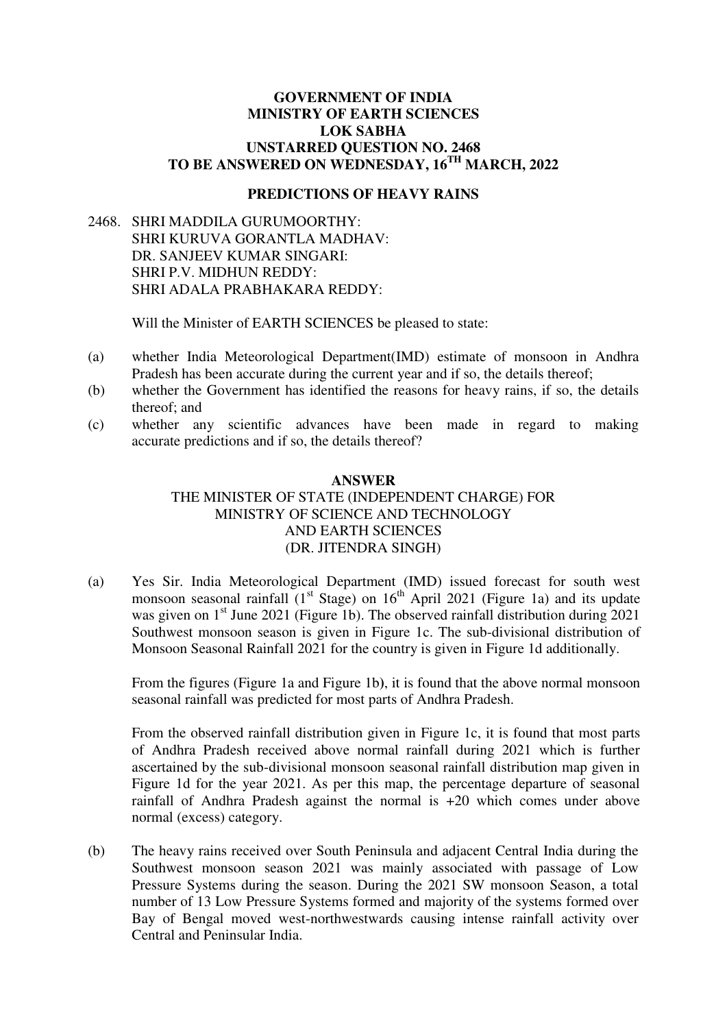**GOVERNMENT OF INDIA**
**MINISTRY OF EARTH SCIENCES**
**LOK SABHA**
**UNSTARRED QUESTION NO. 2468**
**TO BE ANSWERED ON WEDNESDAY, 16TH MARCH, 2022**

**PREDICTIONS OF HEAVY RAINS**

2468. SHRI MADDILA GURUMOORTHY:
SHRI KURUVA GORANTLA MADHAV:
DR. SANJEEV KUMAR SINGARI:
SHRI P.V. MIDHUN REDDY:
SHRI ADALA PRABHAKARA REDDY:

Will the Minister of EARTH SCIENCES be pleased to state:

(a) whether India Meteorological Department(IMD) estimate of monsoon in Andhra Pradesh has been accurate during the current year and if so, the details thereof;

(b) whether the Government has identified the reasons for heavy rains, if so, the details thereof; and

(c) whether any scientific advances have been made in regard to making accurate predictions and if so, the details thereof?

**ANSWER**
THE MINISTER OF STATE (INDEPENDENT CHARGE) FOR
MINISTRY OF SCIENCE AND TECHNOLOGY
AND EARTH SCIENCES
(DR. JITENDRA SINGH)

(a) Yes Sir. India Meteorological Department (IMD) issued forecast for south west monsoon seasonal rainfall (1st Stage) on 16th April 2021 (Figure 1a) and its update was given on 1st June 2021 (Figure 1b). The observed rainfall distribution during 2021 Southwest monsoon season is given in Figure 1c. The sub-divisional distribution of Monsoon Seasonal Rainfall 2021 for the country is given in Figure 1d additionally.

From the figures (Figure 1a and Figure 1b), it is found that the above normal monsoon seasonal rainfall was predicted for most parts of Andhra Pradesh.

From the observed rainfall distribution given in Figure 1c, it is found that most parts of Andhra Pradesh received above normal rainfall during 2021 which is further ascertained by the sub-divisional monsoon seasonal rainfall distribution map given in Figure 1d for the year 2021. As per this map, the percentage departure of seasonal rainfall of Andhra Pradesh against the normal is +20 which comes under above normal (excess) category.

(b) The heavy rains received over South Peninsula and adjacent Central India during the Southwest monsoon season 2021 was mainly associated with passage of Low Pressure Systems during the season. During the 2021 SW monsoon Season, a total number of 13 Low Pressure Systems formed and majority of the systems formed over Bay of Bengal moved west-northwestwards causing intense rainfall activity over Central and Peninsular India.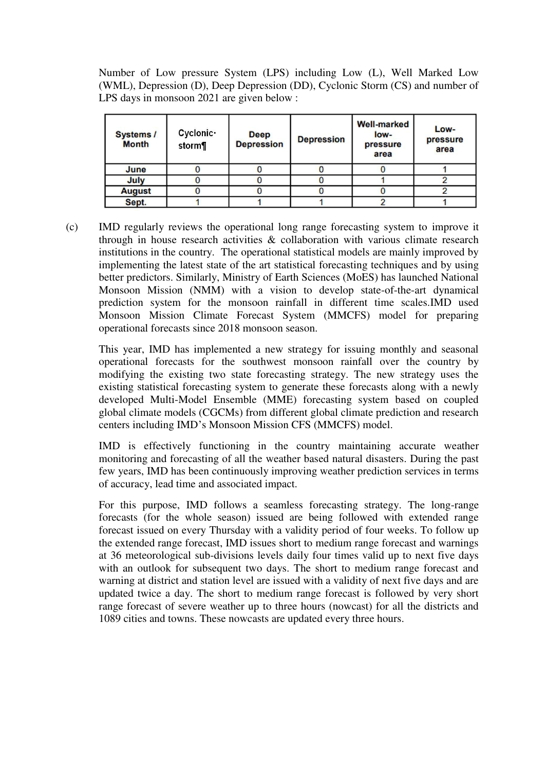Number of Low pressure System (LPS) including Low (L), Well Marked Low (WML), Depression (D), Deep Depression (DD), Cyclonic Storm (CS) and number of LPS days in monsoon 2021 are given below :

| Systems / Month | Cyclonic· storm¶ | Deep Depression | Depression | Well-marked low-pressure area | Low-pressure area |
|---|---|---|---|---|---|
| June | 0 | 0 | 0 | 0 | 1 |
| July | 0 | 0 | 0 | 1 | 2 |
| August | 0 | 0 | 0 | 0 | 2 |
| Sept. | 1 | 1 | 1 | 2 | 1 |

(c) IMD regularly reviews the operational long range forecasting system to improve it through in house research activities & collaboration with various climate research institutions in the country. The operational statistical models are mainly improved by implementing the latest state of the art statistical forecasting techniques and by using better predictors. Similarly, Ministry of Earth Sciences (MoES) has launched National Monsoon Mission (NMM) with a vision to develop state-of-the-art dynamical prediction system for the monsoon rainfall in different time scales.IMD used Monsoon Mission Climate Forecast System (MMCFS) model for preparing operational forecasts since 2018 monsoon season.

This year, IMD has implemented a new strategy for issuing monthly and seasonal operational forecasts for the southwest monsoon rainfall over the country by modifying the existing two state forecasting strategy. The new strategy uses the existing statistical forecasting system to generate these forecasts along with a newly developed Multi-Model Ensemble (MME) forecasting system based on coupled global climate models (CGCMs) from different global climate prediction and research centers including IMD's Monsoon Mission CFS (MMCFS) model.

IMD is effectively functioning in the country maintaining accurate weather monitoring and forecasting of all the weather based natural disasters. During the past few years, IMD has been continuously improving weather prediction services in terms of accuracy, lead time and associated impact.

For this purpose, IMD follows a seamless forecasting strategy. The long-range forecasts (for the whole season) issued are being followed with extended range forecast issued on every Thursday with a validity period of four weeks. To follow up the extended range forecast, IMD issues short to medium range forecast and warnings at 36 meteorological sub-divisions levels daily four times valid up to next five days with an outlook for subsequent two days. The short to medium range forecast and warning at district and station level are issued with a validity of next five days and are updated twice a day. The short to medium range forecast is followed by very short range forecast of severe weather up to three hours (nowcast) for all the districts and 1089 cities and towns. These nowcasts are updated every three hours.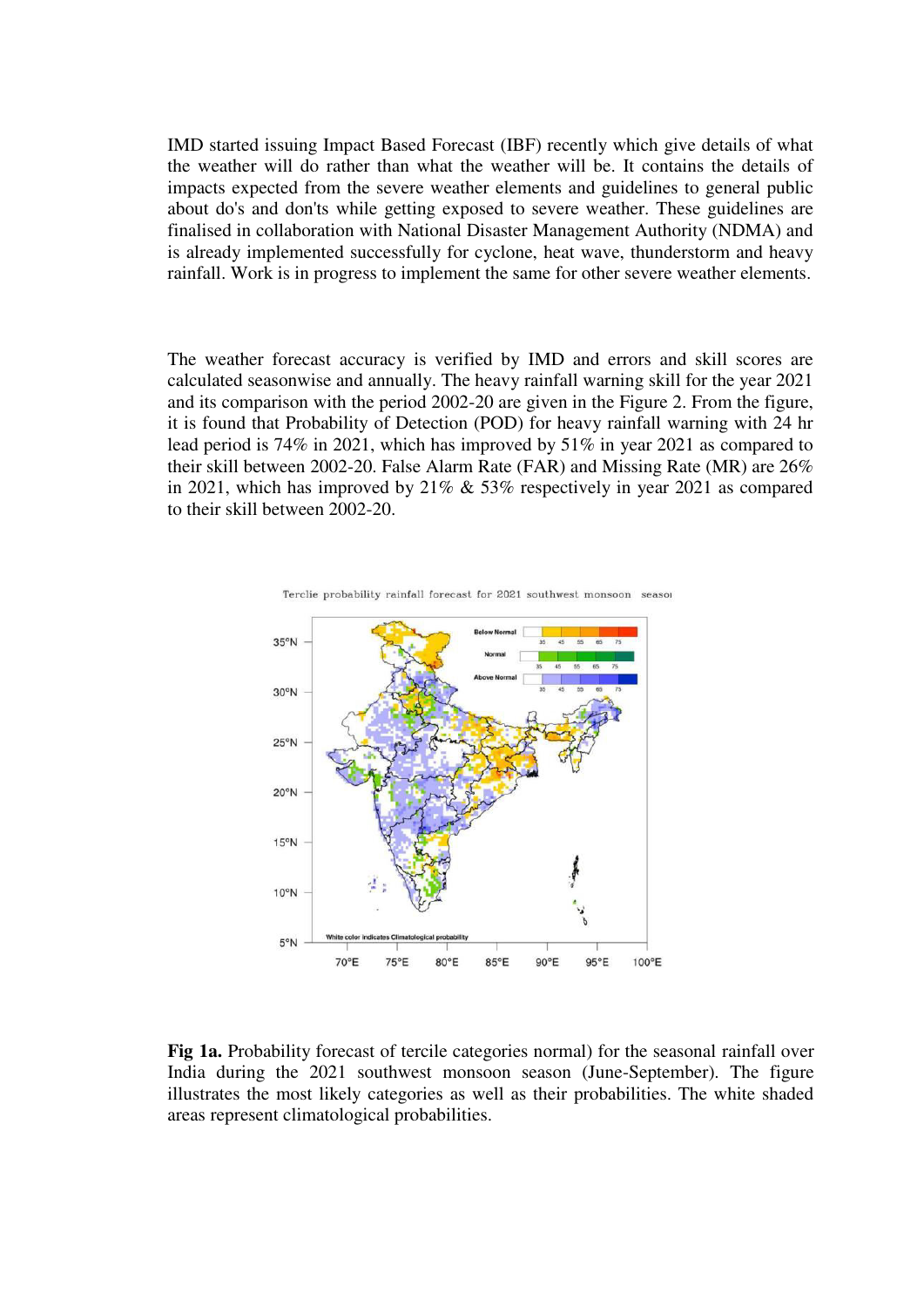IMD started issuing Impact Based Forecast (IBF) recently which give details of what the weather will do rather than what the weather will be. It contains the details of impacts expected from the severe weather elements and guidelines to general public about do's and don'ts while getting exposed to severe weather. These guidelines are finalised in collaboration with National Disaster Management Authority (NDMA) and is already implemented successfully for cyclone, heat wave, thunderstorm and heavy rainfall. Work is in progress to implement the same for other severe weather elements.

The weather forecast accuracy is verified by IMD and errors and skill scores are calculated seasonwise and annually. The heavy rainfall warning skill for the year 2021 and its comparison with the period 2002-20 are given in the Figure 2. From the figure, it is found that Probability of Detection (POD) for heavy rainfall warning with 24 hr lead period is 74% in 2021, which has improved by 51% in year 2021 as compared to their skill between 2002-20. False Alarm Rate (FAR) and Missing Rate (MR) are 26% in 2021, which has improved by 21% & 53% respectively in year 2021 as compared to their skill between 2002-20.

**Fig 1a.** Probability forecast of tercile categories normal) for the seasonal rainfall over India during the 2021 southwest monsoon season (June-September). The figure illustrates the most likely categories as well as their probabilities. The white shaded areas represent climatological probabilities.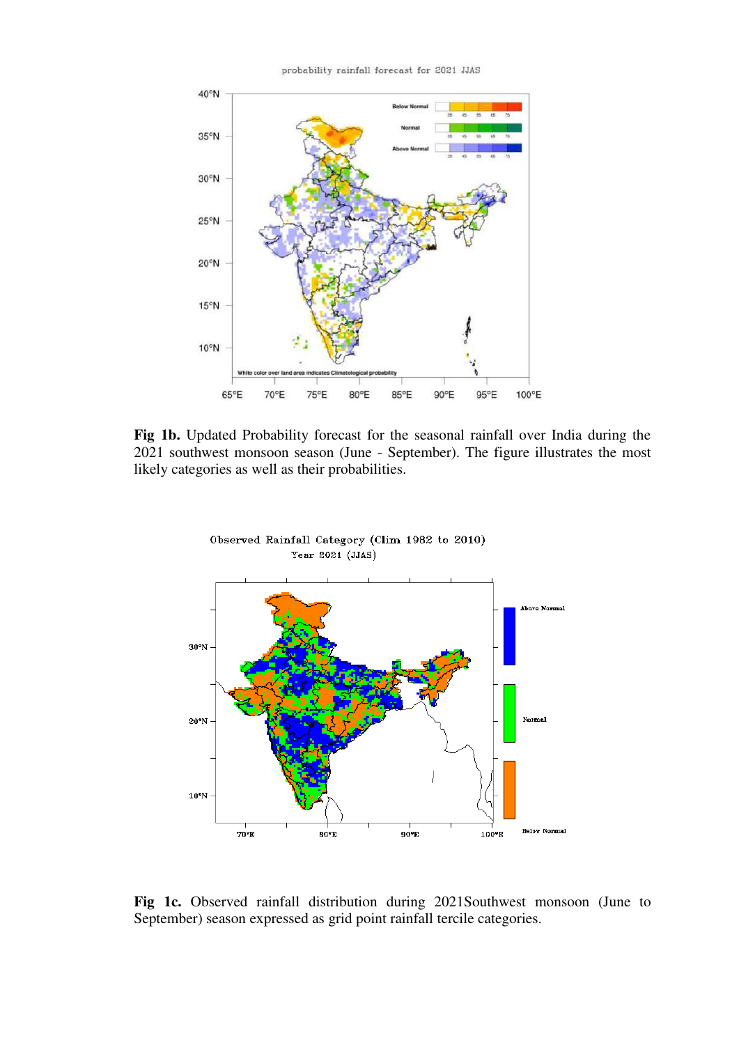**Fig 1b.** Updated Probability forecast for the seasonal rainfall over India during the 2021 southwest monsoon season (June - September). The figure illustrates the most likely categories as well as their probabilities.

**Fig 1c.** Observed rainfall distribution during 2021Southwest monsoon (June to September) season expressed as grid point rainfall tercile categories.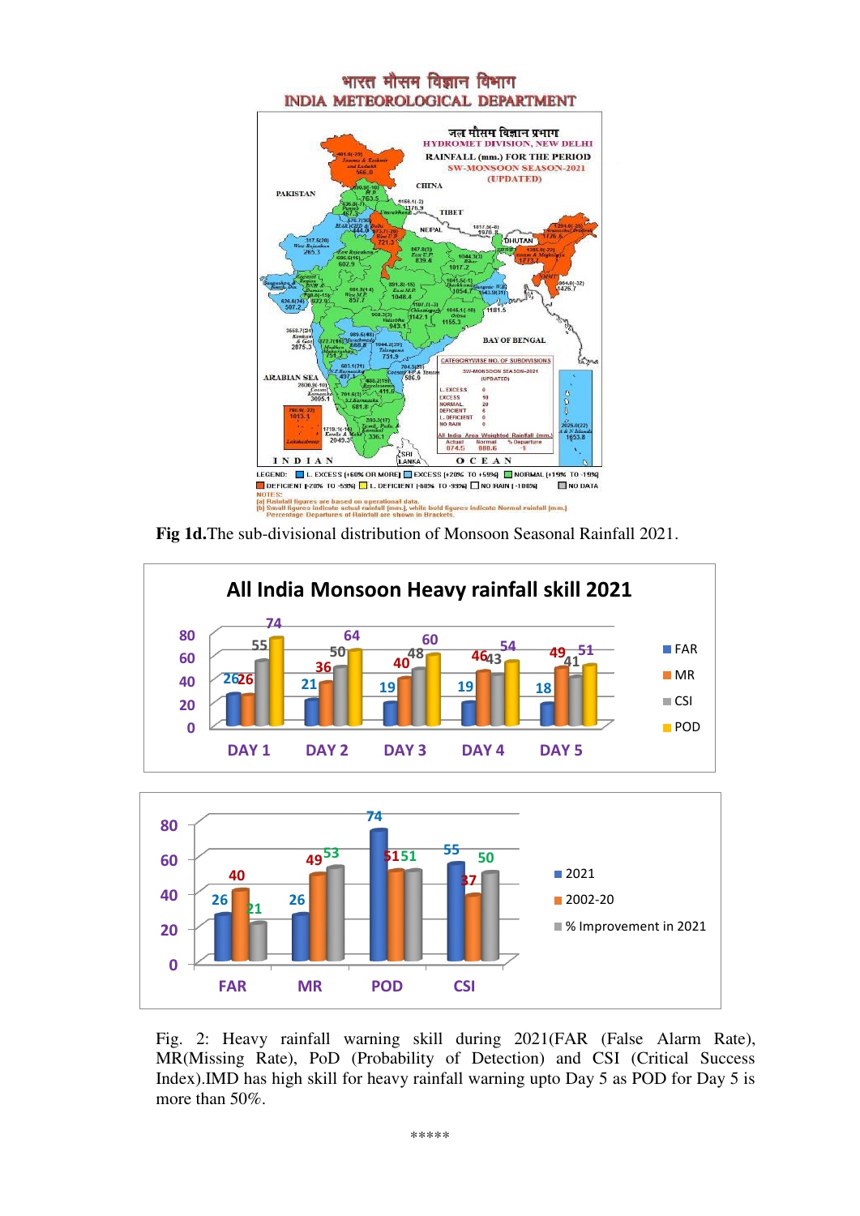**Fig 1d.**The sub-divisional distribution of Monsoon Seasonal Rainfall 2021.

Fig. 2: Heavy rainfall warning skill during 2021(FAR (False Alarm Rate), MR(Missing Rate), PoD (Probability of Detection) and CSI (Critical Success Index).IMD has high skill for heavy rainfall warning upto Day 5 as POD for Day 5 is more than 50%.

\*\*\*\*\*